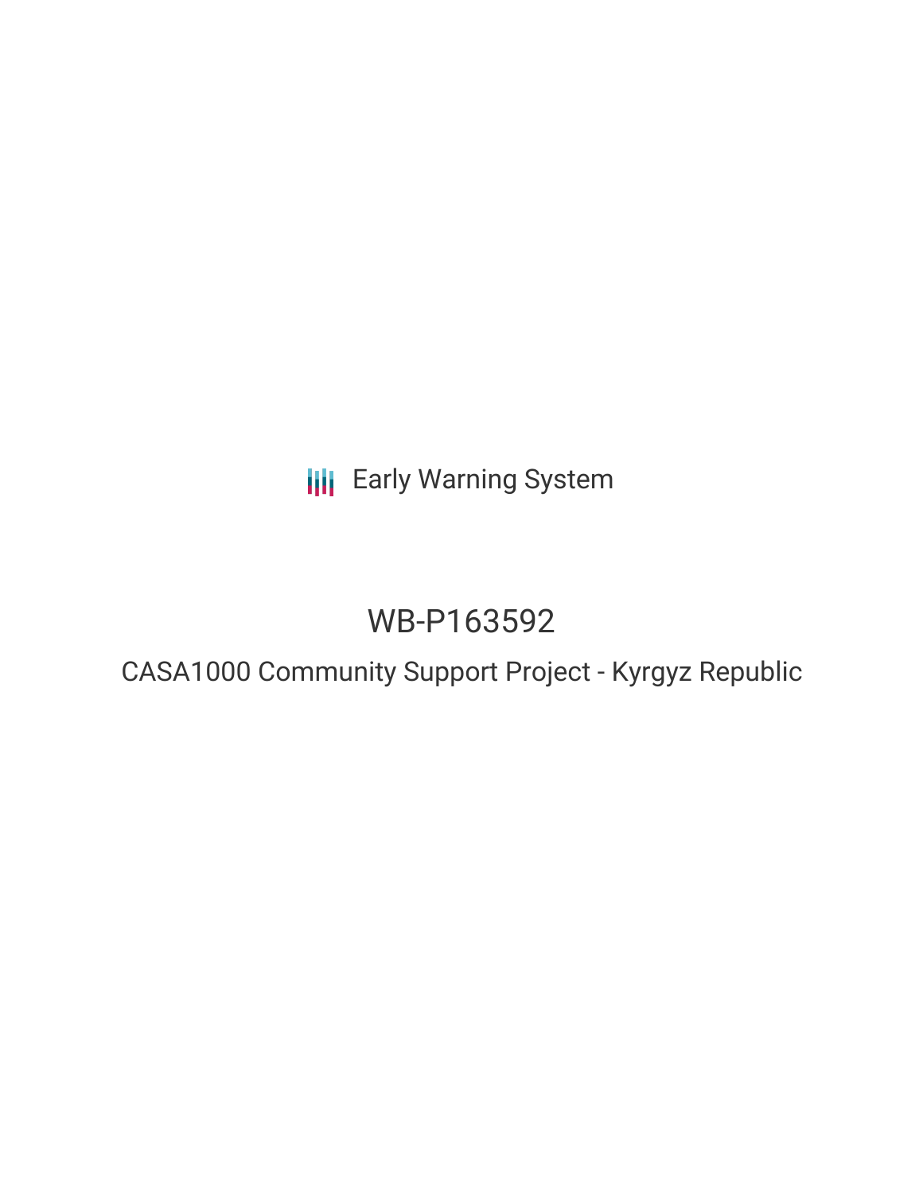Early Warning System

# WB-P163592

## CASA1000 Community Support Project - Kyrgyz Republic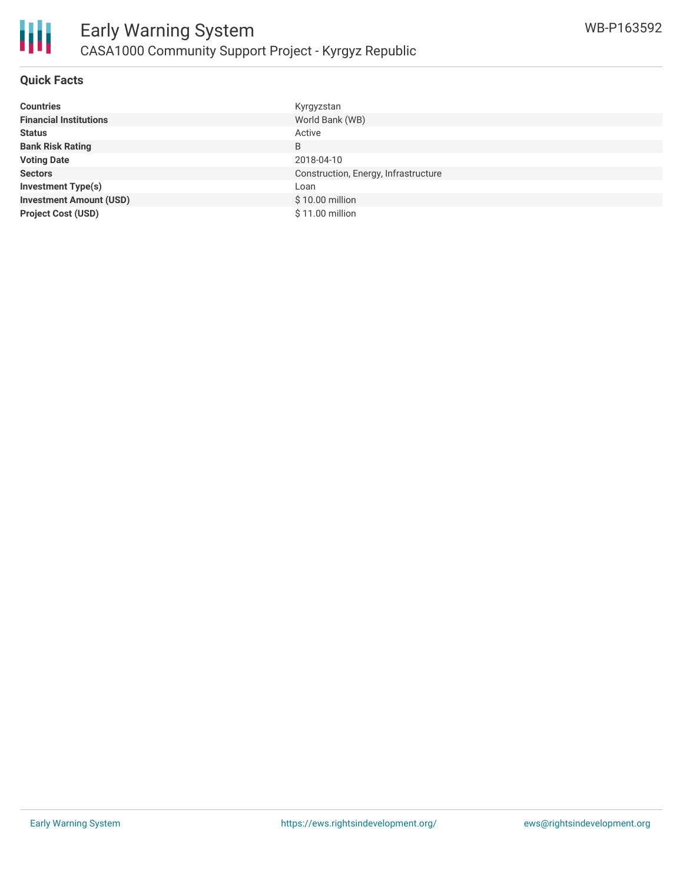# Early Warning System

## CASA1000 Community Support Project - Kyrgyz Republic

WB-P163592

### Quick Facts

| | |
|---|---|
| **Countries** | Kyrgyzstan |
| **Financial Institutions** | World Bank (WB) |
| **Status** | Active |
| **Bank Risk Rating** | B |
| **Voting Date** | 2018-04-10 |
| **Sectors** | Construction, Energy, Infrastructure |
| **Investment Type(s)** | Loan |
| **Investment Amount (USD)** | $ 10.00 million |
| **Project Cost (USD)** | $ 11.00 million |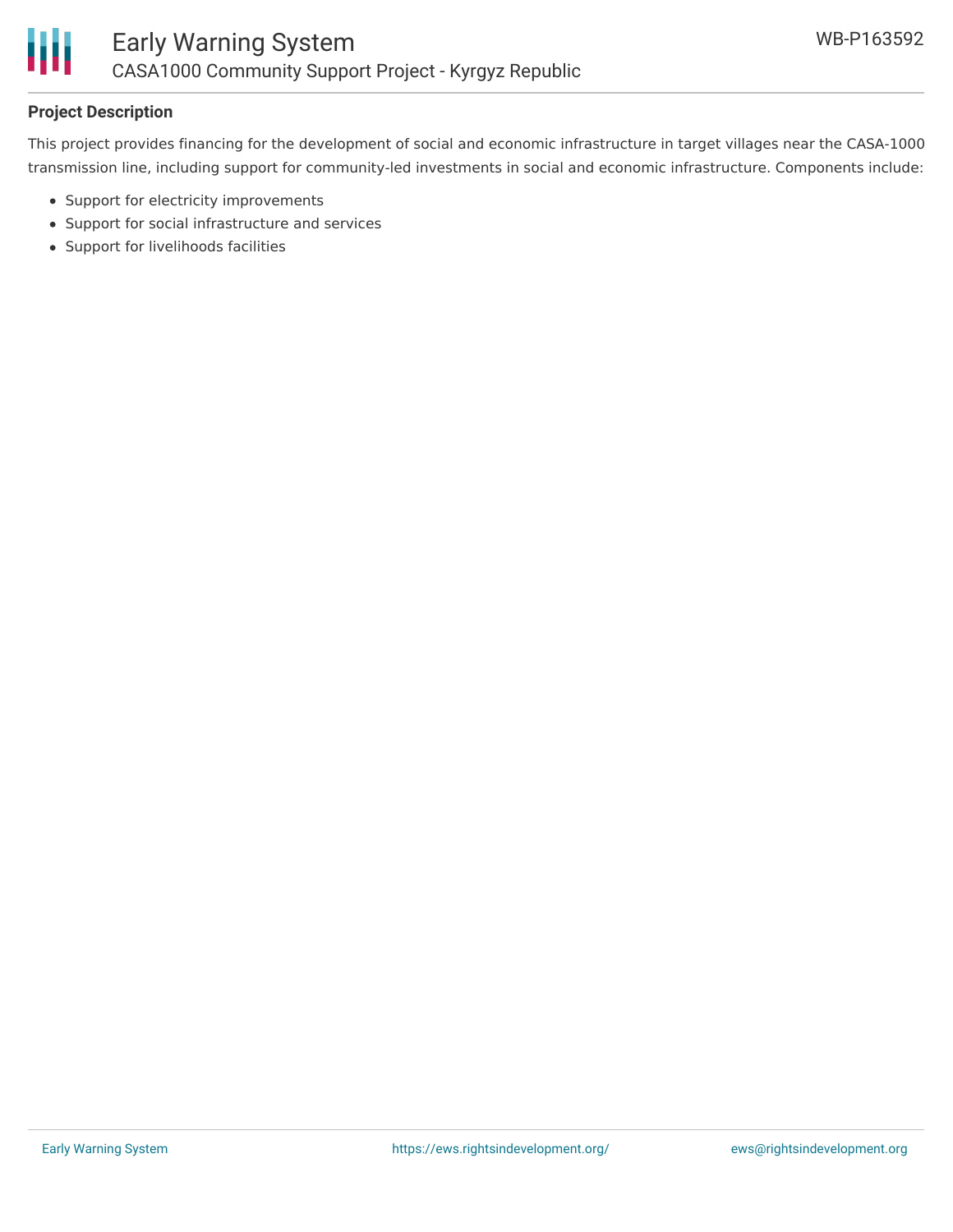### Project Description

This project provides financing for the development of social and economic infrastructure in target villages near the CASA-1000 transmission line, including support for community-led investments in social and economic infrastructure. Components include:

- Support for electricity improvements
- Support for social infrastructure and services
- Support for livelihoods facilities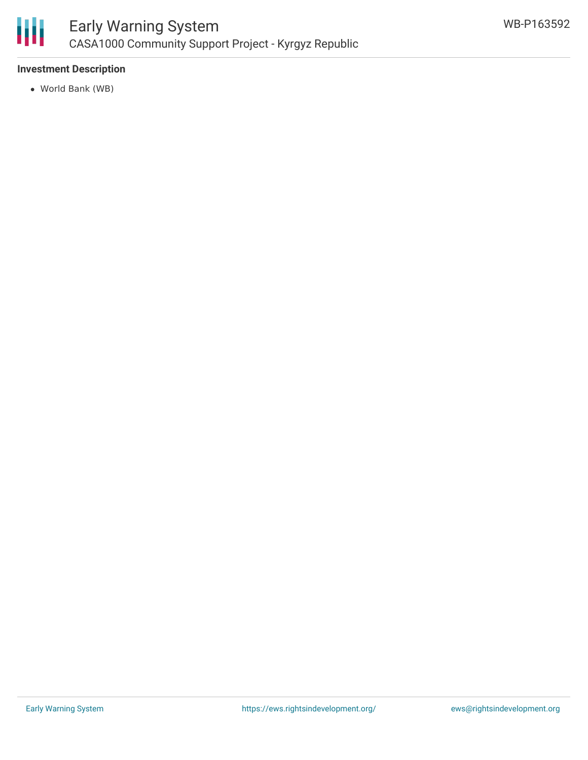**Investment Description**

- World Bank (WB)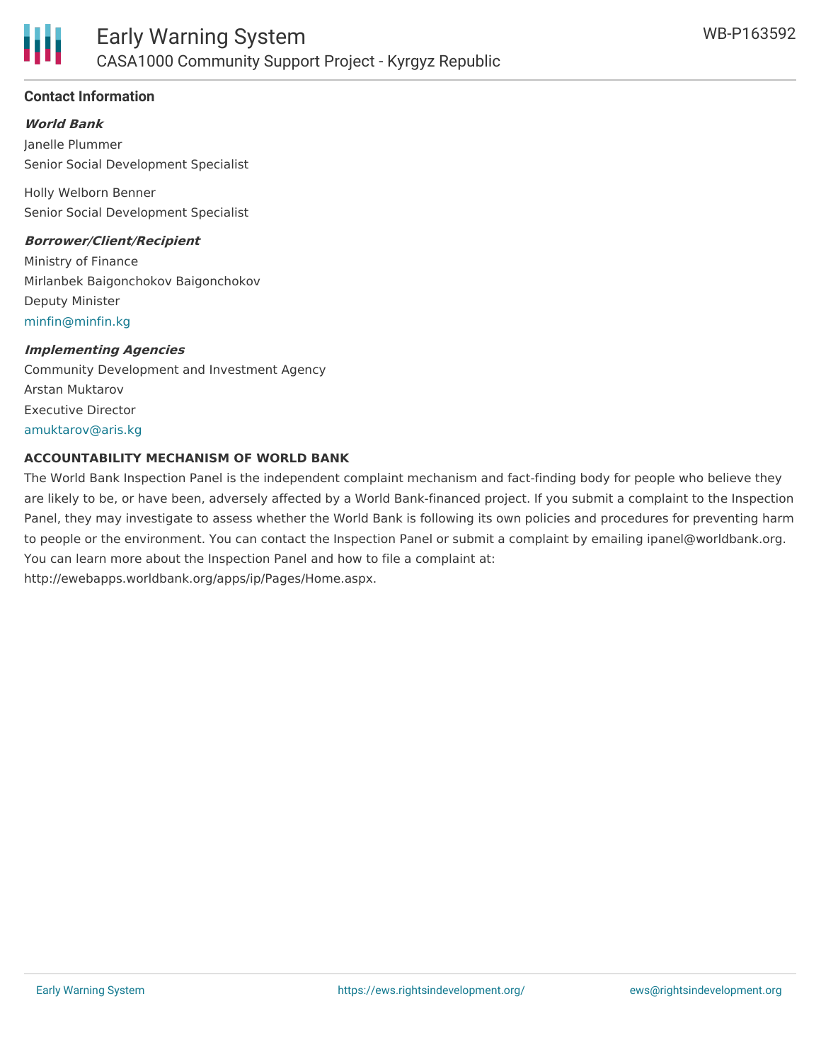## Contact Information

***World Bank***

Janelle Plummer
Senior Social Development Specialist

Holly Welborn Benner
Senior Social Development Specialist

***Borrower/Client/Recipient***

Ministry of Finance
Mirlanbek Baigonchokov Baigonchokov
Deputy Minister
minfin@minfin.kg

***Implementing Agencies***

Community Development and Investment Agency
Arstan Muktarov
Executive Director
amuktarov@aris.kg

**ACCOUNTABILITY MECHANISM OF WORLD BANK**

The World Bank Inspection Panel is the independent complaint mechanism and fact-finding body for people who believe they are likely to be, or have been, adversely affected by a World Bank-financed project. If you submit a complaint to the Inspection Panel, they may investigate to assess whether the World Bank is following its own policies and procedures for preventing harm to people or the environment. You can contact the Inspection Panel or submit a complaint by emailing ipanel@worldbank.org. You can learn more about the Inspection Panel and how to file a complaint at: http://ewebapps.worldbank.org/apps/ip/Pages/Home.aspx.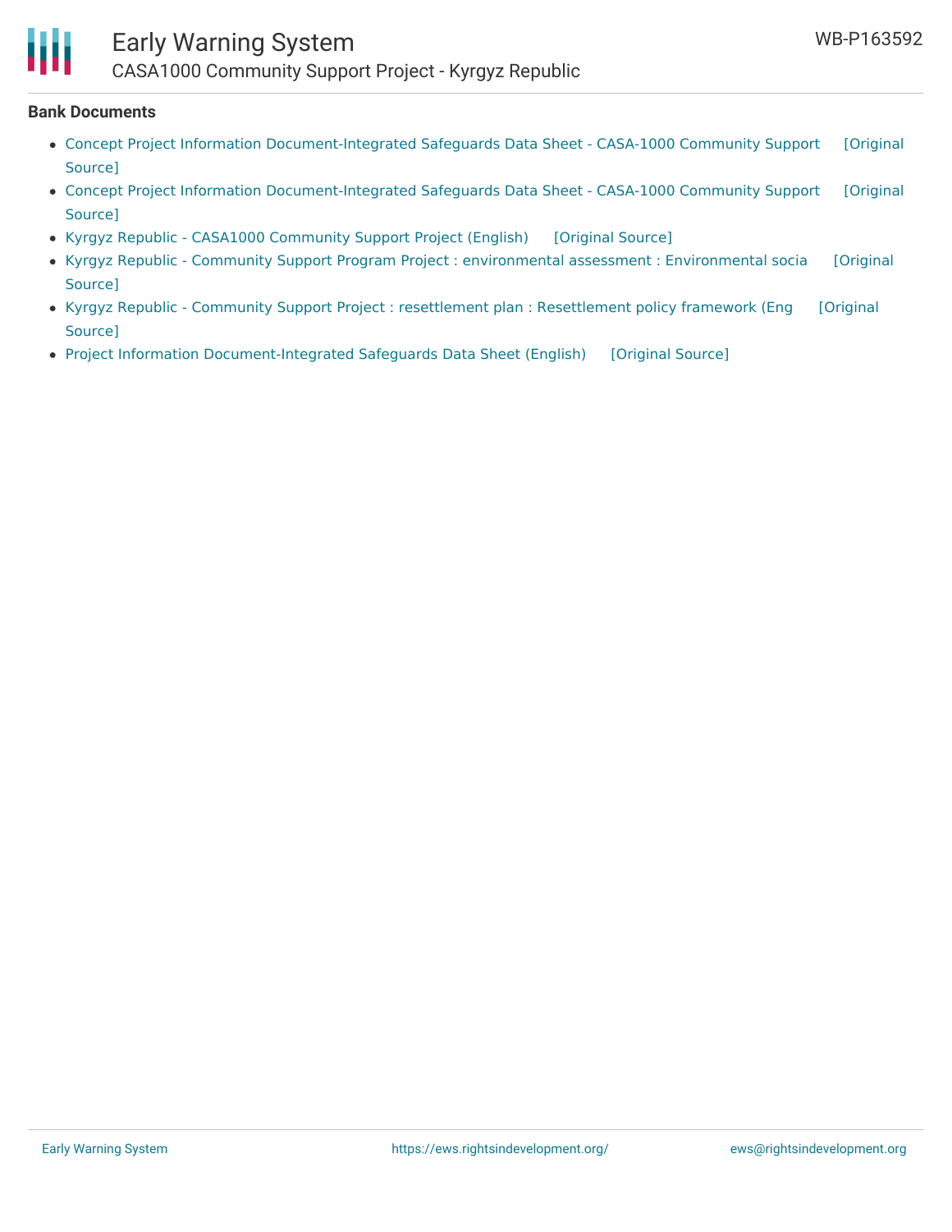## Bank Documents

- Concept Project Information Document-Integrated Safeguards Data Sheet - CASA-1000 Community Support [Original Source]
- Concept Project Information Document-Integrated Safeguards Data Sheet - CASA-1000 Community Support [Original Source]
- Kyrgyz Republic - CASA1000 Community Support Project (English) [Original Source]
- Kyrgyz Republic - Community Support Program Project : environmental assessment : Environmental socia [Original Source]
- Kyrgyz Republic - Community Support Project : resettlement plan : Resettlement policy framework (Eng [Original Source]
- Project Information Document-Integrated Safeguards Data Sheet (English) [Original Source]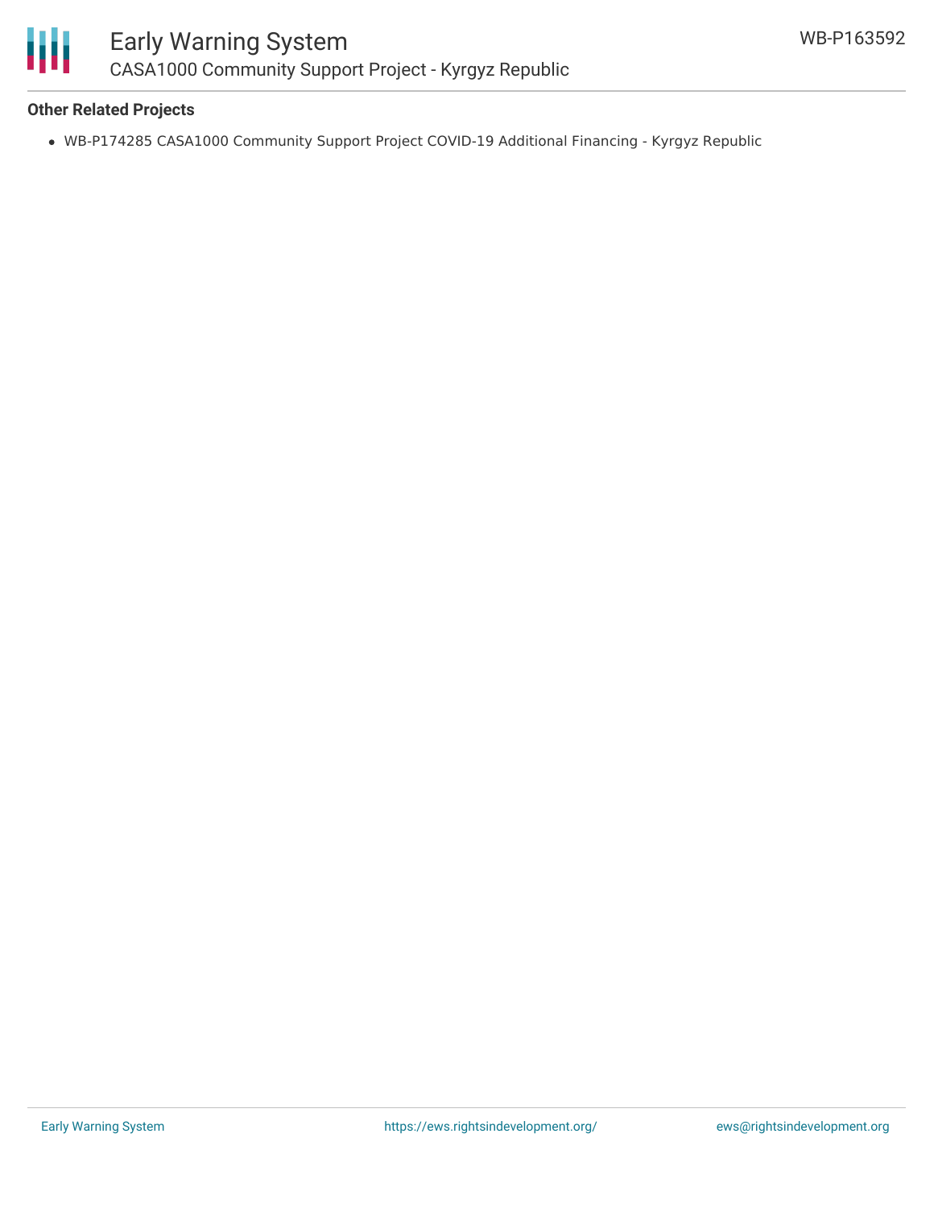**Other Related Projects**

- WB-P174285 CASA1000 Community Support Project COVID-19 Additional Financing - Kyrgyz Republic